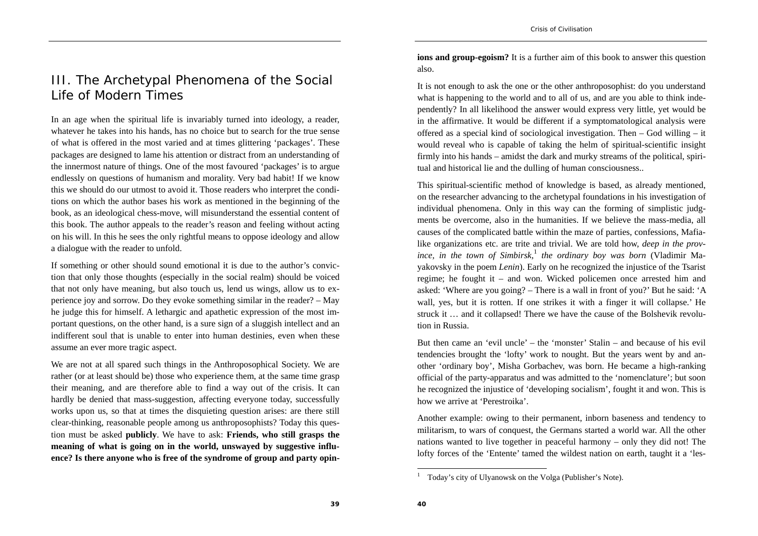# III. The Archetypal Phenomena of the Social Life of Modern Times

In an age when the spiritual life is invariably turned into ideology, a reader, whatever he takes into his hands, has no choice but to search for the true sense of what is offered in the most varied and at times glittering 'packages'. These packages are designed to lame his attention or distract from an understanding of the innermost nature of things. One of the most favoured 'packages' is to argue endlessly on questions of humanism and morality. Very bad habit! If we know this we should do our utmost to avoid it. Those readers who interpret the conditions on which the author bases his work as mentioned in the beginning of the book, as an ideological chess-move, will misunderstand the essential content of this book. The author appeals to the reader's reason and feeling without acting on his will. In this he sees the only rightful means to oppose ideology and allow a dialogue with the reader to unfold.

If something or other should sound emotional it is due to the author's conviction that only those thoughts (especially in the social realm) should be voiced that not only have meaning, but also touch us, lend us wings, allow us to experience joy and sorrow. Do they evoke something similar in the reader? – May he judge this for himself. A lethargic and apathetic expression of the most important questions, on the other hand, is a sure sign of a sluggish intellect and an indifferent soul that is unable to enter into human destinies, even when these assume an ever more tragic aspect.

We are not at all spared such things in the Anthroposophical Society. We are rather (or at least should be) those who experience them, at the same time grasp their meaning, and are therefore able to find a way out of the crisis. It can hardly be denied that mass-suggestion, affecting everyone today, successfully works upon us, so that at times the disquieting question arises: are there still clear-thinking, reasonable people among us anthroposophists? Today this question must be asked **publicly**. We have to ask: **Friends, who still grasps the meaning of what is going on in the world, unswayed by suggestive influence? Is there anyone who is free of the syndrome of group and party opinions and group-egoism?** It is a further aim of this book to answer this question also.

It is not enough to ask the one or the other anthroposophist: do you understand what is happening to the world and to all of us, and are you able to think independently? In all likelihood the answer would express very little, yet would be in the affirmative. It would be different if a symptomatological analysis were offered as a special kind of sociological investigation. Then – God willing – it would reveal who is capable of taking the helm of spiritual-scientific insight firmly into his hands – amidst the dark and murky streams of the political, spiritual and historical lie and the dulling of human consciousness..

This spiritual-scientific method of knowledge is based, as already mentioned, on the researcher advancing to the archetypal foundations in his investigation of individual phenomena. Only in this way can the forming of simplistic judgments be overcome, also in the humanities. If we believe the mass-media, all causes of the complicated battle within the maze of parties, confessions, Mafia-like organizations etc. are trite and trivial. We are told how, *deep in the province, in the town of Simbirsk,*[1] *the ordinary boy was born* (Vladimir Mayakovsky in the poem *Lenin*). Early on he recognized the injustice of the Tsarist regime; he fought it – and won. Wicked policemen once arrested him and asked: 'Where are you going? – There is a wall in front of you?' But he said: 'A wall, yes, but it is rotten. If one strikes it with a finger it will collapse.' He struck it … and it collapsed! There we have the cause of the Bolshevik revolution in Russia.

But then came an 'evil uncle' – the 'monster' Stalin – and because of his evil tendencies brought the 'lofty' work to nought. But the years went by and another 'ordinary boy', Misha Gorbachev, was born. He became a high-ranking official of the party-apparatus and was admitted to the 'nomenclature'; but soon he recognized the injustice of 'developing socialism', fought it and won. This is how we arrive at 'Perestroika'.

Another example: owing to their permanent, inborn baseness and tendency to militarism, to wars of conquest, the Germans started a world war. All the other nations wanted to live together in peaceful harmony – only they did not! The lofty forces of the 'Entente' tamed the wildest nation on earth, taught it a 'les-

[1] Today's city of Ulyanowsk on the Volga (Publisher's Note).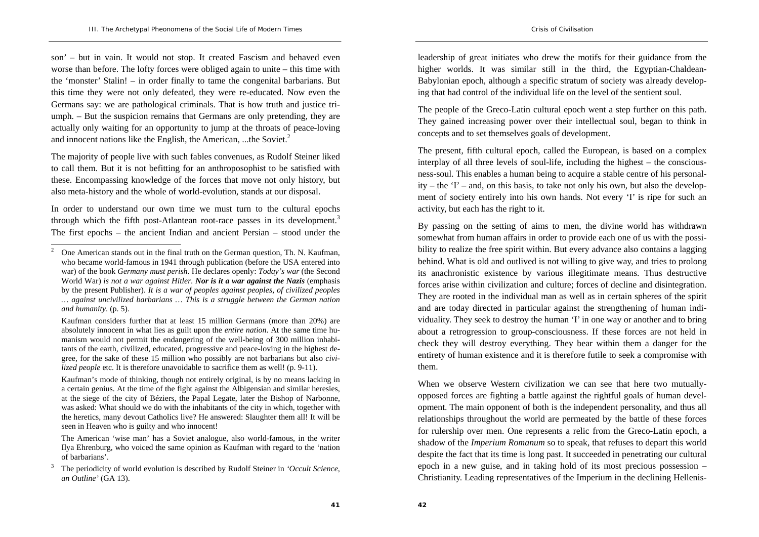son' – but in vain. It would not stop. It created Fascism and behaved even worse than before. The lofty forces were obliged again to unite – this time with the 'monster' Stalin! – in order finally to tame the congenital barbarians. But this time they were not only defeated, they were re-educated. Now even the Germans say: we are pathological criminals. That is how truth and justice triumph. – But the suspicion remains that Germans are only pretending, they are actually only waiting for an opportunity to jump at the throats of peace-loving and innocent nations like the English, the American, ...the Soviet.[2]

The majority of people live with such fables convenues, as Rudolf Steiner liked to call them. But it is not befitting for an anthroposophist to be satisfied with these. Encompassing knowledge of the forces that move not only history, but also meta-history and the whole of world-evolution, stands at our disposal.

In order to understand our own time we must turn to the cultural epochs through which the fifth post-Atlantean root-race passes in its development.[3] The first epochs – the ancient Indian and ancient Persian – stood under the leadership of great initiates who drew the motifs for their guidance from the higher worlds. It was similar still in the third, the Egyptian-Chaldean-Babylonian epoch, although a specific stratum of society was already developing that had control of the individual life on the level of the sentient soul.

The people of the Greco-Latin cultural epoch went a step further on this path. They gained increasing power over their intellectual soul, began to think in concepts and to set themselves goals of development.

The present, fifth cultural epoch, called the European, is based on a complex interplay of all three levels of soul-life, including the highest – the consciousness-soul. This enables a human being to acquire a stable centre of his personality – the 'I' – and, on this basis, to take not only his own, but also the development of society entirely into his own hands. Not every 'I' is ripe for such an activity, but each has the right to it.

By passing on the setting of aims to men, the divine world has withdrawn somewhat from human affairs in order to provide each one of us with the possibility to realize the free spirit within. But every advance also contains a lagging behind. What is old and outlived is not willing to give way, and tries to prolong its anachronistic existence by various illegitimate means. Thus destructive forces arise within civilization and culture; forces of decline and disintegration. They are rooted in the individual man as well as in certain spheres of the spirit and are today directed in particular against the strengthening of human individuality. They seek to destroy the human 'I' in one way or another and to bring about a retrogression to group-consciousness. If these forces are not held in check they will destroy everything. They bear within them a danger for the entirety of human existence and it is therefore futile to seek a compromise with them.

When we observe Western civilization we can see that here two mutually-opposed forces are fighting a battle against the rightful goals of human development. The main opponent of both is the independent personality, and thus all relationships throughout the world are permeated by the battle of these forces for rulership over men. One represents a relic from the Greco-Latin epoch, a shadow of the *Imperium Romanum* so to speak, that refuses to depart this world despite the fact that its time is long past. It succeeded in penetrating our cultural epoch in a new guise, and in taking hold of its most precious possession – Christianity. Leading representatives of the Imperium in the declining Hellenis-

---

[2] One American stands out in the final truth on the German question, Th. N. Kaufman, who became world-famous in 1941 through publication (before the USA entered into war) of the book *Germany must perish*. He declares openly: *Today's war* (the Second World War) *is not a war against Hitler. **Nor is it a war against the Nazis*** (emphasis by the present Publisher). *It is a war of peoples against peoples, of civilized peoples … against uncivilized barbarians … This is a struggle between the German nation and humanity*. (p. 5).

Kaufman considers further that at least 15 million Germans (more than 20%) are absolutely innocent in what lies as guilt upon the *entire nation*. At the same time humanism would not permit the endangering of the well-being of 300 million inhabitants of the earth, civilized, educated, progressive and peace-loving in the highest degree, for the sake of these 15 million who possibly are not barbarians but also *civilized people* etc. It is therefore unavoidable to sacrifice them as well! (p. 9-11).

Kaufman's mode of thinking, though not entirely original, is by no means lacking in a certain genius. At the time of the fight against the Albigensian and similar heresies, at the siege of the city of Béziers, the Papal Legate, later the Bishop of Narbonne, was asked: What should we do with the inhabitants of the city in which, together with the heretics, many devout Catholics live? He answered: Slaughter them all! It will be seen in Heaven who is guilty and who innocent!

The American 'wise man' has a Soviet analogue, also world-famous, in the writer Ilya Ehrenburg, who voiced the same opinion as Kaufman with regard to the 'nation of barbarians'.

[3] The periodicity of world evolution is described by Rudolf Steiner in *'Occult Science, an Outline'* (GA 13).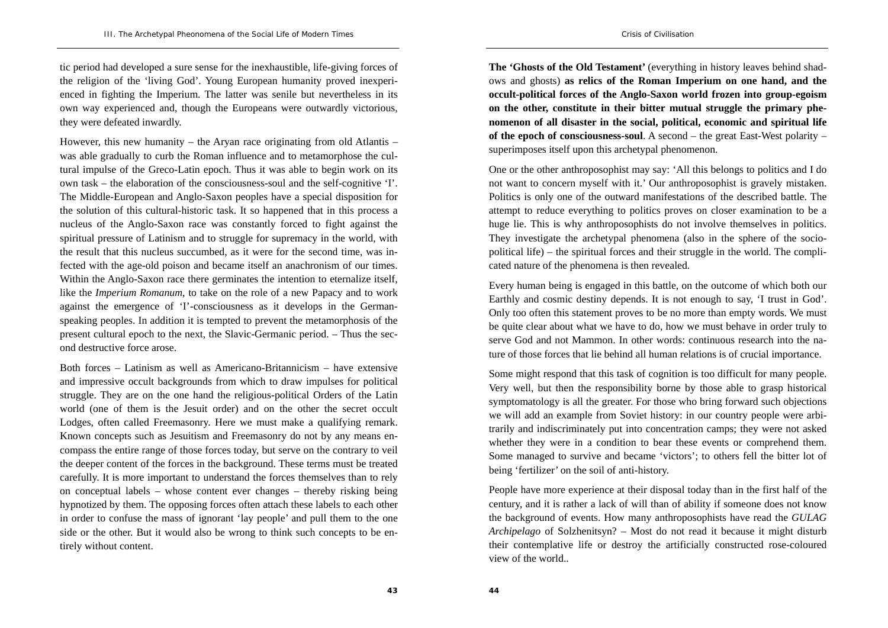tic period had developed a sure sense for the inexhaustible, life-giving forces of the religion of the 'living God'. Young European humanity proved inexperienced in fighting the Imperium. The latter was senile but nevertheless in its own way experienced and, though the Europeans were outwardly victorious, they were defeated inwardly.

However, this new humanity – the Aryan race originating from old Atlantis – was able gradually to curb the Roman influence and to metamorphose the cultural impulse of the Greco-Latin epoch. Thus it was able to begin work on its own task – the elaboration of the consciousness-soul and the self-cognitive 'I'. The Middle-European and Anglo-Saxon peoples have a special disposition for the solution of this cultural-historic task. It so happened that in this process a nucleus of the Anglo-Saxon race was constantly forced to fight against the spiritual pressure of Latinism and to struggle for supremacy in the world, with the result that this nucleus succumbed, as it were for the second time, was infected with the age-old poison and became itself an anachronism of our times. Within the Anglo-Saxon race there germinates the intention to eternalize itself, like the *Imperium Romanum*, to take on the role of a new Papacy and to work against the emergence of 'I'-consciousness as it develops in the German-speaking peoples. In addition it is tempted to prevent the metamorphosis of the present cultural epoch to the next, the Slavic-Germanic period. – Thus the second destructive force arose.

Both forces – Latinism as well as Americano-Britannicism – have extensive and impressive occult backgrounds from which to draw impulses for political struggle. They are on the one hand the religious-political Orders of the Latin world (one of them is the Jesuit order) and on the other the secret occult Lodges, often called Freemasonry. Here we must make a qualifying remark. Known concepts such as Jesuitism and Freemasonry do not by any means encompass the entire range of those forces today, but serve on the contrary to veil the deeper content of the forces in the background. These terms must be treated carefully. It is more important to understand the forces themselves than to rely on conceptual labels – whose content ever changes – thereby risking being hypnotized by them. The opposing forces often attach these labels to each other in order to confuse the mass of ignorant 'lay people' and pull them to the one side or the other. But it would also be wrong to think such concepts to be entirely without content.

**The 'Ghosts of the Old Testament'** (everything in history leaves behind shadows and ghosts) **as relics of the Roman Imperium on one hand, and the occult-political forces of the Anglo-Saxon world frozen into group-egoism on the other, constitute in their bitter mutual struggle the primary phenomenon of all disaster in the social, political, economic and spiritual life of the epoch of consciousness-soul**. A second – the great East-West polarity – superimposes itself upon this archetypal phenomenon.

One or the other anthroposophist may say: 'All this belongs to politics and I do not want to concern myself with it.' Our anthroposophist is gravely mistaken. Politics is only one of the outward manifestations of the described battle. The attempt to reduce everything to politics proves on closer examination to be a huge lie. This is why anthroposophists do not involve themselves in politics. They investigate the archetypal phenomena (also in the sphere of the socio-political life) – the spiritual forces and their struggle in the world. The complicated nature of the phenomena is then revealed.

Every human being is engaged in this battle, on the outcome of which both our Earthly and cosmic destiny depends. It is not enough to say, 'I trust in God'. Only too often this statement proves to be no more than empty words. We must be quite clear about what we have to do, how we must behave in order truly to serve God and not Mammon. In other words: continuous research into the nature of those forces that lie behind all human relations is of crucial importance.

Some might respond that this task of cognition is too difficult for many people. Very well, but then the responsibility borne by those able to grasp historical symptomatology is all the greater. For those who bring forward such objections we will add an example from Soviet history: in our country people were arbitrarily and indiscriminately put into concentration camps; they were not asked whether they were in a condition to bear these events or comprehend them. Some managed to survive and became 'victors'; to others fell the bitter lot of being 'fertilizer' on the soil of anti-history.

People have more experience at their disposal today than in the first half of the century, and it is rather a lack of will than of ability if someone does not know the background of events. How many anthroposophists have read the *GULAG Archipelago* of Solzhenitsyn? – Most do not read it because it might disturb their contemplative life or destroy the artificially constructed rose-coloured view of the world..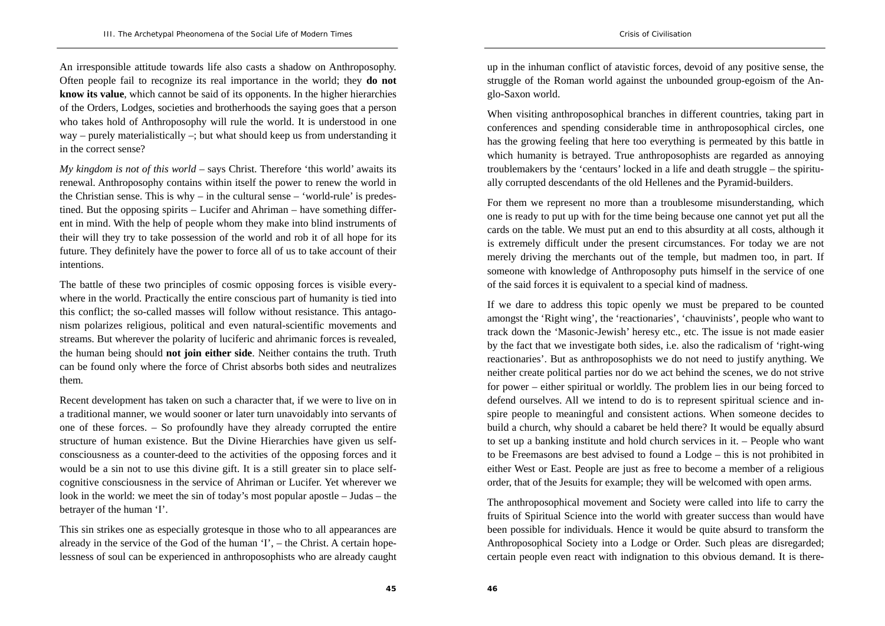An irresponsible attitude towards life also casts a shadow on Anthroposophy. Often people fail to recognize its real importance in the world; they **do not know its value**, which cannot be said of its opponents. In the higher hierarchies of the Orders, Lodges, societies and brotherhoods the saying goes that a person who takes hold of Anthroposophy will rule the world. It is understood in one way – purely materialistically –; but what should keep us from understanding it in the correct sense?

*My kingdom is not of this world* – says Christ. Therefore 'this world' awaits its renewal. Anthroposophy contains within itself the power to renew the world in the Christian sense. This is why – in the cultural sense – 'world-rule' is predestined. But the opposing spirits – Lucifer and Ahriman – have something different in mind. With the help of people whom they make into blind instruments of their will they try to take possession of the world and rob it of all hope for its future. They definitely have the power to force all of us to take account of their intentions.

The battle of these two principles of cosmic opposing forces is visible everywhere in the world. Practically the entire conscious part of humanity is tied into this conflict; the so-called masses will follow without resistance. This antagonism polarizes religious, political and even natural-scientific movements and streams. But wherever the polarity of luciferic and ahrimanic forces is revealed, the human being should **not join either side**. Neither contains the truth. Truth can be found only where the force of Christ absorbs both sides and neutralizes them.

Recent development has taken on such a character that, if we were to live on in a traditional manner, we would sooner or later turn unavoidably into servants of one of these forces. – So profoundly have they already corrupted the entire structure of human existence. But the Divine Hierarchies have given us self-consciousness as a counter-deed to the activities of the opposing forces and it would be a sin not to use this divine gift. It is a still greater sin to place self-cognitive consciousness in the service of Ahriman or Lucifer. Yet wherever we look in the world: we meet the sin of today's most popular apostle – Judas – the betrayer of the human 'I'.

This sin strikes one as especially grotesque in those who to all appearances are already in the service of the God of the human 'I', – the Christ. A certain hopelessness of soul can be experienced in anthroposophists who are already caught up in the inhuman conflict of atavistic forces, devoid of any positive sense, the struggle of the Roman world against the unbounded group-egoism of the Anglo-Saxon world.

When visiting anthroposophical branches in different countries, taking part in conferences and spending considerable time in anthroposophical circles, one has the growing feeling that here too everything is permeated by this battle in which humanity is betrayed. True anthroposophists are regarded as annoying troublemakers by the 'centaurs' locked in a life and death struggle – the spiritually corrupted descendants of the old Hellenes and the Pyramid-builders.

For them we represent no more than a troublesome misunderstanding, which one is ready to put up with for the time being because one cannot yet put all the cards on the table. We must put an end to this absurdity at all costs, although it is extremely difficult under the present circumstances. For today we are not merely driving the merchants out of the temple, but madmen too, in part. If someone with knowledge of Anthroposophy puts himself in the service of one of the said forces it is equivalent to a special kind of madness.

If we dare to address this topic openly we must be prepared to be counted amongst the 'Right wing', the 'reactionaries', 'chauvinists', people who want to track down the 'Masonic-Jewish' heresy etc., etc. The issue is not made easier by the fact that we investigate both sides, i.e. also the radicalism of 'right-wing reactionaries'. But as anthroposophists we do not need to justify anything. We neither create political parties nor do we act behind the scenes, we do not strive for power – either spiritual or worldly. The problem lies in our being forced to defend ourselves. All we intend to do is to represent spiritual science and inspire people to meaningful and consistent actions. When someone decides to build a church, why should a cabaret be held there? It would be equally absurd to set up a banking institute and hold church services in it. – People who want to be Freemasons are best advised to found a Lodge – this is not prohibited in either West or East. People are just as free to become a member of a religious order, that of the Jesuits for example; they will be welcomed with open arms.

The anthroposophical movement and Society were called into life to carry the fruits of Spiritual Science into the world with greater success than would have been possible for individuals. Hence it would be quite absurd to transform the Anthroposophical Society into a Lodge or Order. Such pleas are disregarded; certain people even react with indignation to this obvious demand. It is there-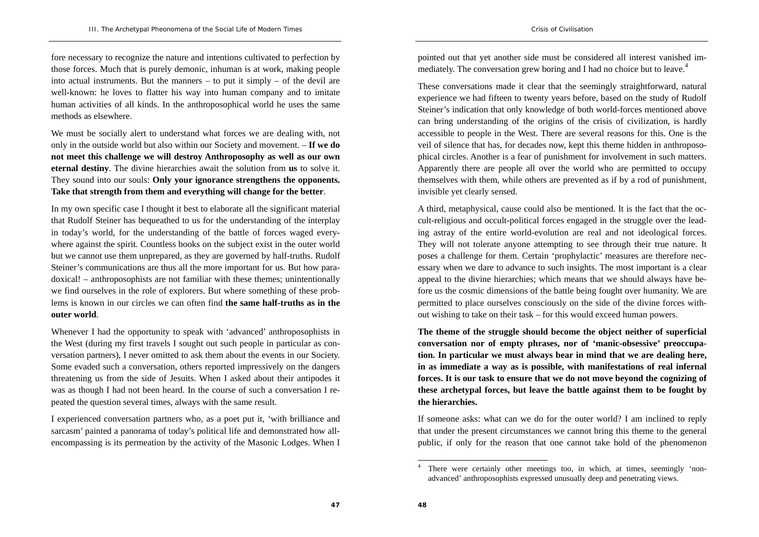fore necessary to recognize the nature and intentions cultivated to perfection by those forces. Much that is purely demonic, inhuman is at work, making people into actual instruments. But the manners – to put it simply – of the devil are well-known: he loves to flatter his way into human company and to imitate human activities of all kinds. In the anthroposophical world he uses the same methods as elsewhere.

We must be socially alert to understand what forces we are dealing with, not only in the outside world but also within our Society and movement. – **If we do not meet this challenge we will destroy Anthroposophy as well as our own eternal destiny**. The divine hierarchies await the solution from **us** to solve it. They sound into our souls: **Only your ignorance strengthens the opponents. Take that strength from them and everything will change for the better**.

In my own specific case I thought it best to elaborate all the significant material that Rudolf Steiner has bequeathed to us for the understanding of the interplay in today's world, for the understanding of the battle of forces waged everywhere against the spirit. Countless books on the subject exist in the outer world but we cannot use them unprepared, as they are governed by half-truths. Rudolf Steiner's communications are thus all the more important for us. But how paradoxical! – anthroposophists are not familiar with these themes; unintentionally we find ourselves in the role of explorers. But where something of these problems is known in our circles we can often find **the same half-truths as in the outer world**.

Whenever I had the opportunity to speak with 'advanced' anthroposophists in the West (during my first travels I sought out such people in particular as conversation partners), I never omitted to ask them about the events in our Society. Some evaded such a conversation, others reported impressively on the dangers threatening us from the side of Jesuits. When I asked about their antipodes it was as though I had not been heard. In the course of such a conversation I repeated the question several times, always with the same result.

I experienced conversation partners who, as a poet put it, 'with brilliance and sarcasm' painted a panorama of today's political life and demonstrated how all-encompassing is its permeation by the activity of the Masonic Lodges. When I pointed out that yet another side must be considered all interest vanished immediately. The conversation grew boring and I had no choice but to leave.[4]

These conversations made it clear that the seemingly straightforward, natural experience we had fifteen to twenty years before, based on the study of Rudolf Steiner's indication that only knowledge of both world-forces mentioned above can bring understanding of the origins of the crisis of civilization, is hardly accessible to people in the West. There are several reasons for this. One is the veil of silence that has, for decades now, kept this theme hidden in anthroposophical circles. Another is a fear of punishment for involvement in such matters. Apparently there are people all over the world who are permitted to occupy themselves with them, while others are prevented as if by a rod of punishment, invisible yet clearly sensed.

A third, metaphysical, cause could also be mentioned. It is the fact that the occult-religious and occult-political forces engaged in the struggle over the leading astray of the entire world-evolution are real and not ideological forces. They will not tolerate anyone attempting to see through their true nature. It poses a challenge for them. Certain 'prophylactic' measures are therefore necessary when we dare to advance to such insights. The most important is a clear appeal to the divine hierarchies; which means that we should always have before us the cosmic dimensions of the battle being fought over humanity. We are permitted to place ourselves consciously on the side of the divine forces without wishing to take on their task – for this would exceed human powers.

**The theme of the struggle should become the object neither of superficial conversation nor of empty phrases, nor of 'manic-obsessive' preoccupation. In particular we must always bear in mind that we are dealing here, in as immediate a way as is possible, with manifestations of real infernal forces. It is our task to ensure that we do not move beyond the cognizing of these archetypal forces, but leave the battle against them to be fought by the hierarchies.**

If someone asks: what can we do for the outer world? I am inclined to reply that under the present circumstances we cannot bring this theme to the general public, if only for the reason that one cannot take hold of the phenomenon

[4] There were certainly other meetings too, in which, at times, seemingly 'non-advanced' anthroposophists expressed unusually deep and penetrating views.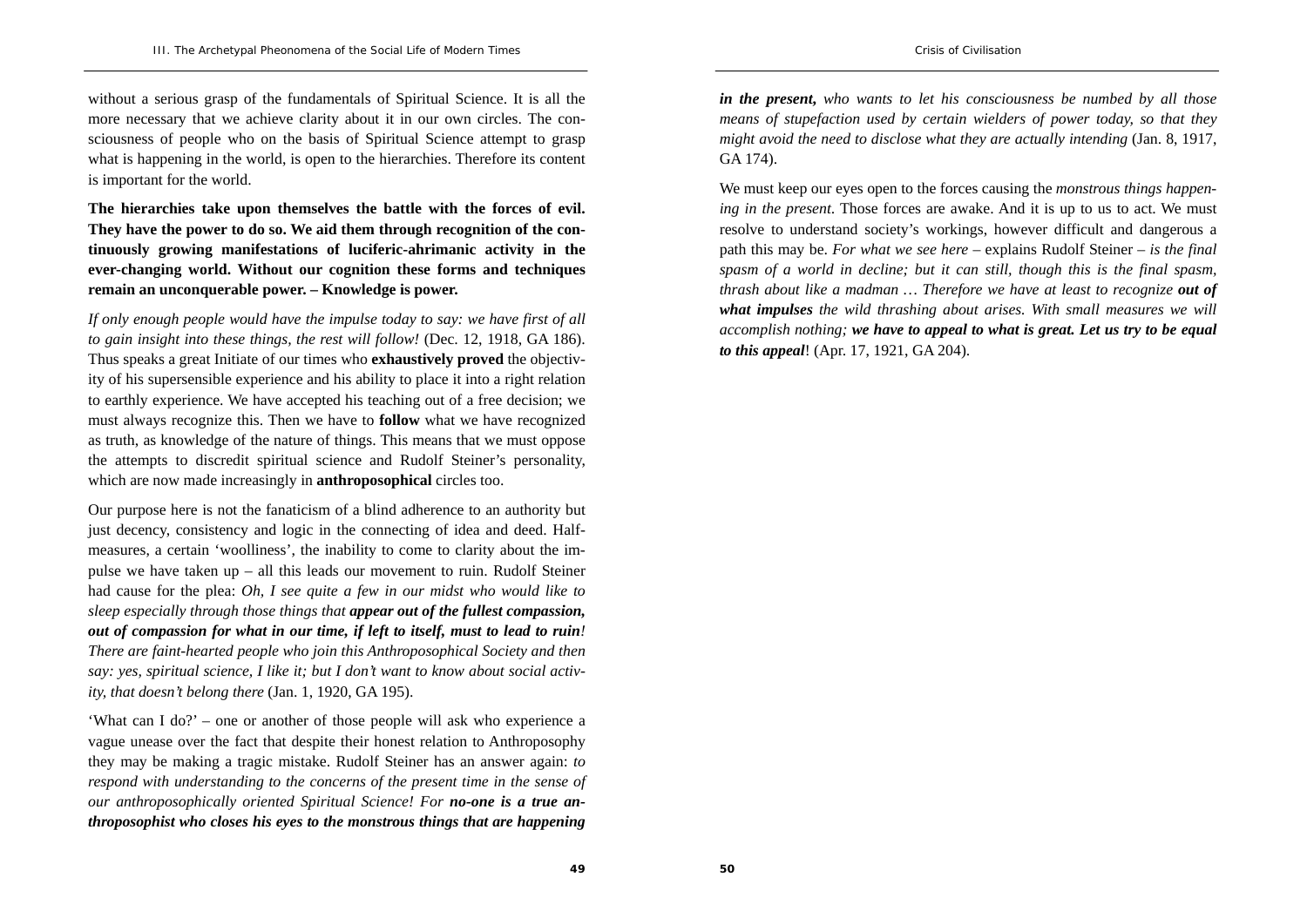without a serious grasp of the fundamentals of Spiritual Science. It is all the more necessary that we achieve clarity about it in our own circles. The consciousness of people who on the basis of Spiritual Science attempt to grasp what is happening in the world, is open to the hierarchies. Therefore its content is important for the world.

**The hierarchies take upon themselves the battle with the forces of evil. They have the power to do so. We aid them through recognition of the continuously growing manifestations of luciferic-ahrimanic activity in the ever-changing world. Without our cognition these forms and techniques remain an unconquerable power. – Knowledge is power.**

*If only enough people would have the impulse today to say: we have first of all to gain insight into these things, the rest will follow!* (Dec. 12, 1918, GA 186). Thus speaks a great Initiate of our times who **exhaustively proved** the objectivity of his supersensible experience and his ability to place it into a right relation to earthly experience. We have accepted his teaching out of a free decision; we must always recognize this. Then we have to **follow** what we have recognized as truth, as knowledge of the nature of things. This means that we must oppose the attempts to discredit spiritual science and Rudolf Steiner's personality, which are now made increasingly in **anthroposophical** circles too.

Our purpose here is not the fanaticism of a blind adherence to an authority but just decency, consistency and logic in the connecting of idea and deed. Half-measures, a certain 'woolliness', the inability to come to clarity about the impulse we have taken up – all this leads our movement to ruin. Rudolf Steiner had cause for the plea: *Oh, I see quite a few in our midst who would like to sleep especially through those things that* ***appear out of the fullest compassion, out of compassion for what in our time, if left to itself, must to lead to ruin****! There are faint-hearted people who join this Anthroposophical Society and then say: yes, spiritual science, I like it; but I don't want to know about social activity, that doesn't belong there* (Jan. 1, 1920, GA 195).

'What can I do?' – one or another of those people will ask who experience a vague unease over the fact that despite their honest relation to Anthroposophy they may be making a tragic mistake. Rudolf Steiner has an answer again: *to respond with understanding to the concerns of the present time in the sense of our anthroposophically oriented Spiritual Science! For* ***no-one is a true anthroposophist who closes his eyes to the monstrous things that are happening in the present,*** *who wants to let his consciousness be numbed by all those means of stupefaction used by certain wielders of power today, so that they might avoid the need to disclose what they are actually intending* (Jan. 8, 1917, GA 174).

We must keep our eyes open to the forces causing the *monstrous things happening in the present*. Those forces are awake. And it is up to us to act. We must resolve to understand society's workings, however difficult and dangerous a path this may be. *For what we see here* – explains Rudolf Steiner – *is the final spasm of a world in decline; but it can still, though this is the final spasm, thrash about like a madman … Therefore we have at least to recognize* ***out of what impulses*** *the wild thrashing about arises. With small measures we will accomplish nothing;* ***we have to appeal to what is great. Let us try to be equal to this appeal***! (Apr. 17, 1921, GA 204).